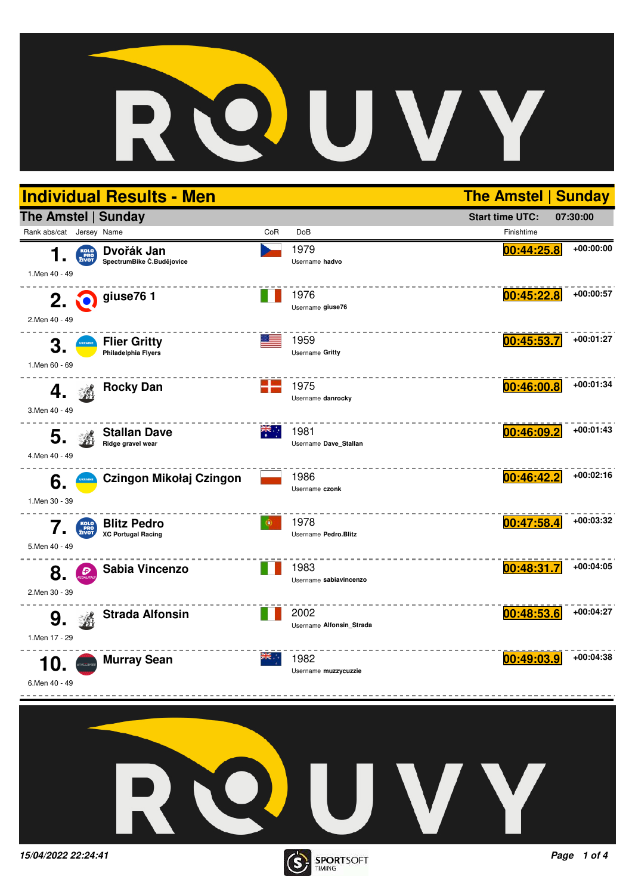# Individual Results - Men

**The Amstel | Sunday**

## The Amstel | Sunday

**Start time UTC:** 07:30:00

| Rank abs/cat | Jersey | Name | CoR | DoB | Finishtime | |
|---|---|---|---|---|---|---|
| **1.** 1.Men 40 - 49 | KOLO PRO ŽIVOT | **Dvořák Jan** SpectrumBike Č.Budějovice | | 1979 Username **hadvo** | 00:44:25.8 | +00:00:00 |
| **2.** 2.Men 40 - 49 | | **giuse76 1** | | 1976 Username **giuse76** | 00:45:22.8 | +00:00:57 |
| **3.** 1.Men 60 - 69 | UKRAINE | **Flier Gritty** Philadelphia Flyers | | 1959 Username **Gritty** | 00:45:53.7 | +00:01:27 |
| **4.** 3.Men 40 - 49 | | **Rocky Dan** | | 1975 Username **danrocky** | 00:46:00.8 | +00:01:34 |
| **5.** 4.Men 40 - 49 | | **Stallan Dave** Ridge gravel wear | | 1981 Username **Dave_Stallan** | 00:46:09.2 | +00:01:43 |
| **6.** 1.Men 30 - 39 | UKRAINE | **Czingon Mikołaj Czingon** | | 1986 Username **czonk** | 00:46:42.2 | +00:02:16 |
| **7.** 5.Men 40 - 49 | KOLO PRO ŽIVOT | **Blitz Pedro** XC Portugal Racing | | 1978 Username **Pedro.Blitz** | 00:47:58.4 | +00:03:32 |
| **8.** 2.Men 30 - 39 | PEDALITALY | **Sabia Vincenzo** | | 1983 Username **sabiavincenzo** | 00:48:31.7 | +00:04:05 |
| **9.** 1.Men 17 - 29 | | **Strada Alfonsin** | | 2002 Username **Alfonsin_Strada** | 00:48:53.6 | +00:04:27 |
| **10.** 6.Men 40 - 49 | | **Murray Sean** | | 1982 Username **muzzycuzzie** | 00:49:03.9 | +00:04:38 |

*15/04/2022 22:24:41*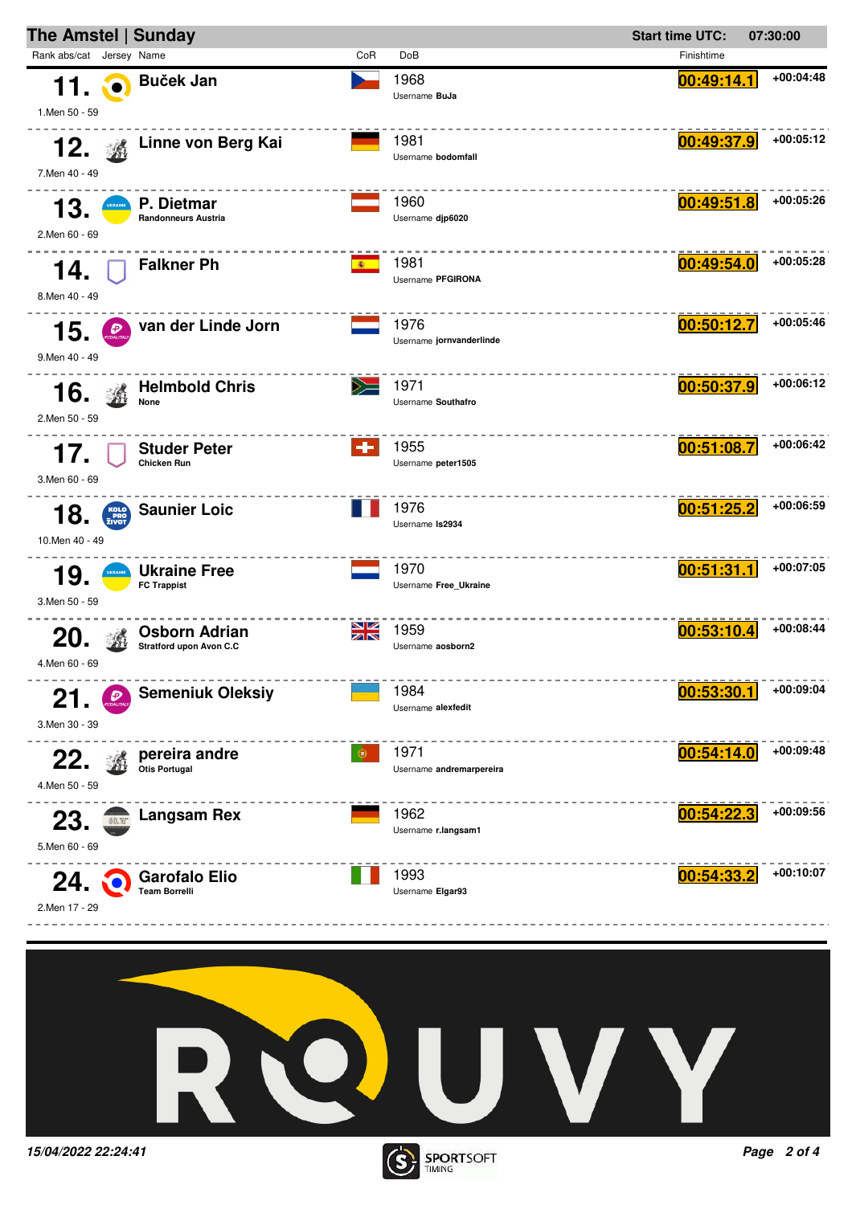## The Amstel | Sunday

**Start time UTC:** 07:30:00

| Rank abs/cat | Jersey | Name | CoR | DoB | Finishtime | |
|---|---|---|---|---|---|---|
| **11.** 1.Men 50 - 59 | | **Buček Jan** | | 1968 Username **BuJa** | **00:49:14.1** | +00:04:48 |
| **12.** 7.Men 40 - 49 | | **Linne von Berg Kai** | | 1981 Username **bodomfall** | **00:49:37.9** | +00:05:12 |
| **13.** 2.Men 60 - 69 | | **P. Dietmar** Randonneurs Austria | | 1960 Username **djp6020** | **00:49:51.8** | +00:05:26 |
| **14.** 8.Men 40 - 49 | | **Falkner Ph** | | 1981 Username **PFGIRONA** | **00:49:54.0** | +00:05:28 |
| **15.** 9.Men 40 - 49 | | **van der Linde Jorn** | | 1976 Username **jornvanderlinde** | **00:50:12.7** | +00:05:46 |
| **16.** 2.Men 50 - 59 | | **Helmbold Chris** None | | 1971 Username **Southafro** | **00:50:37.9** | +00:06:12 |
| **17.** 3.Men 60 - 69 | | **Studer Peter** Chicken Run | | 1955 Username **peter1505** | **00:51:08.7** | +00:06:42 |
| **18.** 10.Men 40 - 49 | | **Saunier Loic** | | 1976 Username **ls2934** | **00:51:25.2** | +00:06:59 |
| **19.** 3.Men 50 - 59 | | **Ukraine Free** FC Trappist | | 1970 Username **Free_Ukraine** | **00:51:31.1** | +00:07:05 |
| **20.** 4.Men 60 - 69 | | **Osborn Adrian** Stratford upon Avon C.C | | 1959 Username **aosborn2** | **00:53:10.4** | +00:08:44 |
| **21.** 3.Men 30 - 39 | | **Semeniuk Oleksiy** | | 1984 Username **alexfedit** | **00:53:30.1** | +00:09:04 |
| **22.** 4.Men 50 - 59 | | **pereira andre** Otis Portugal | | 1971 Username **andremarpereira** | **00:54:14.0** | +00:09:48 |
| **23.** 5.Men 60 - 69 | | **Langsam Rex** | | 1962 Username **r.langsam1** | **00:54:22.3** | +00:09:56 |
| **24.** 2.Men 17 - 29 | | **Garofalo Elio** Team Borrelli | | 1993 Username **Elgar93** | **00:54:33.2** | +00:10:07 |

*15/04/2022 22:24:41*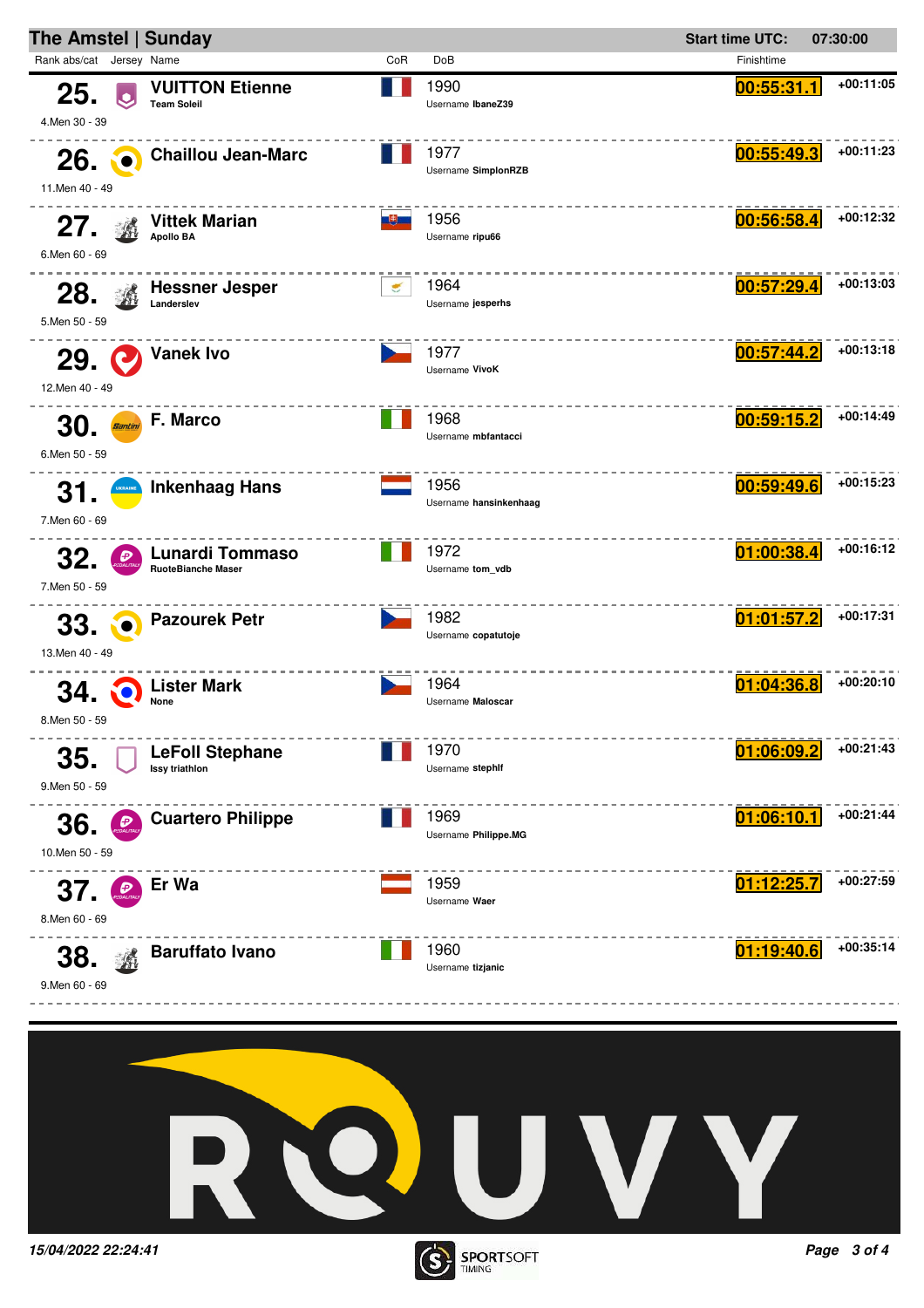## The Amstel | Sunday

**Start time UTC:** 07:30:00

| Rank abs/cat | Jersey | Name | CoR | DoB | Finishtime | |
|---|---|---|---|---|---|---|
| **25.** 4.Men 30 - 39 | | **VUITTON Etienne** Team Soleil | FRA | 1990 Username **IbaneZ39** | 00:55:31.1 | +00:11:05 |
| **26.** 11.Men 40 - 49 | | **Chaillou Jean-Marc** | FRA | 1977 Username **SimplonRZB** | 00:55:49.3 | +00:11:23 |
| **27.** 6.Men 60 - 69 | | **Vittek Marian** Apollo BA | SVK | 1956 Username **ripu66** | 00:56:58.4 | +00:12:32 |
| **28.** 5.Men 50 - 59 | | **Hessner Jesper** Landerslev | CYP | 1964 Username **jesperhs** | 00:57:29.4 | +00:13:03 |
| **29.** 12.Men 40 - 49 | | **Vanek Ivo** | CZE | 1977 Username **VivoK** | 00:57:44.2 | +00:13:18 |
| **30.** 6.Men 50 - 59 | | **F. Marco** | ITA | 1968 Username **mbfantacci** | 00:59:15.2 | +00:14:49 |
| **31.** 7.Men 60 - 69 | | **Inkenhaag Hans** | NED | 1956 Username **hansinkenhaag** | 00:59:49.6 | +00:15:23 |
| **32.** 7.Men 50 - 59 | | **Lunardi Tommaso** RuoteBianche Maser | ITA | 1972 Username **tom_vdb** | 01:00:38.4 | +00:16:12 |
| **33.** 13.Men 40 - 49 | | **Pazourek Petr** | CZE | 1982 Username **copatutoje** | 01:01:57.2 | +00:17:31 |
| **34.** 8.Men 50 - 59 | | **Lister Mark** None | CZE | 1964 Username **Maloscar** | 01:04:36.8 | +00:20:10 |
| **35.** 9.Men 50 - 59 | | **LeFoll Stephane** Issy triathlon | FRA | 1970 Username **stephlf** | 01:06:09.2 | +00:21:43 |
| **36.** 10.Men 50 - 59 | | **Cuartero Philippe** | FRA | 1969 Username **Philippe.MG** | 01:06:10.1 | +00:21:44 |
| **37.** 8.Men 60 - 69 | | **Er Wa** | AUT | 1959 Username **Waer** | 01:12:25.7 | +00:27:59 |
| **38.** 9.Men 60 - 69 | | **Baruffato Ivano** | ITA | 1960 Username **tizjanic** | 01:19:40.6 | +00:35:14 |

ROUVY

*15/04/2022 22:24:41*

SPORTSOFT TIMING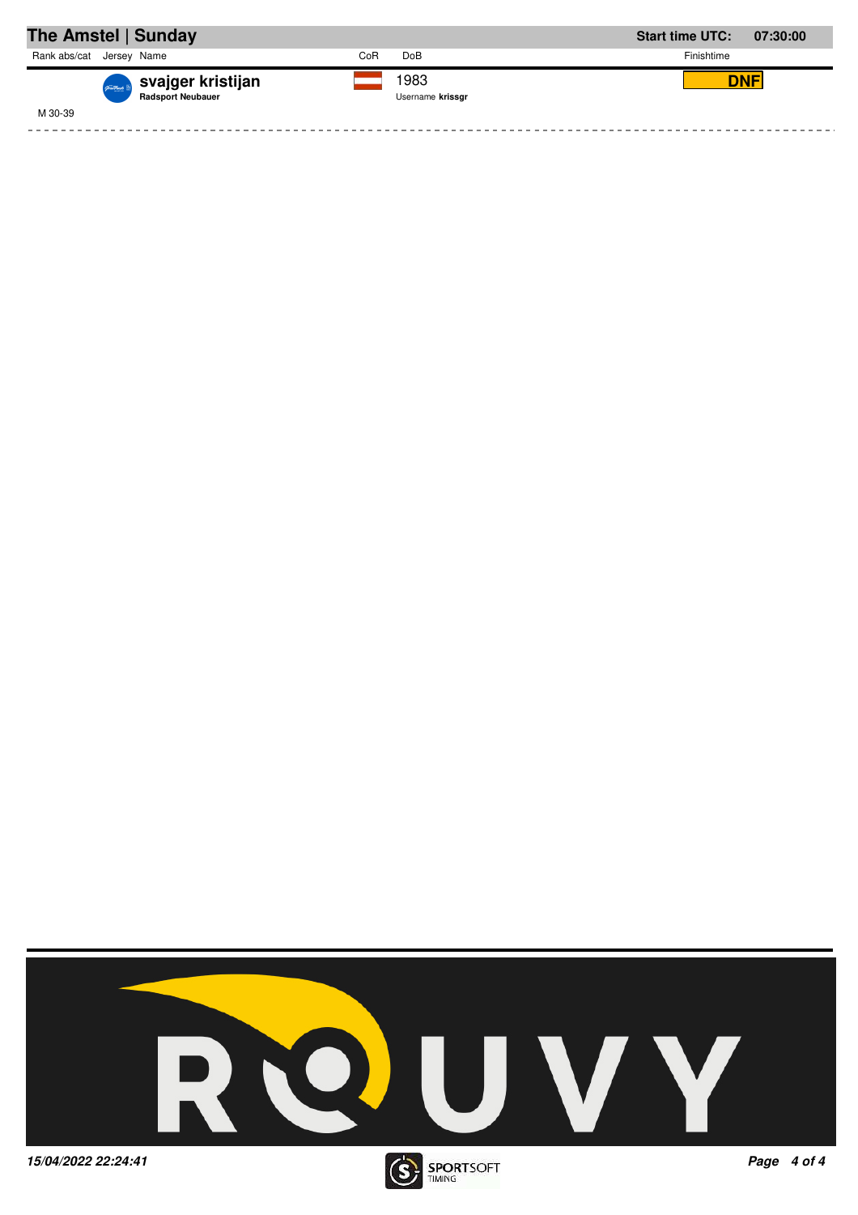## The Amstel | Sunday

**Start time UTC:** 07:30:00

| Rank abs/cat | Jersey | Name | CoR | DoB | Finishtime |
|---|---|---|---|---|---|
| M 30-39 | | **svajger kristijan** Radsport Neubauer | | 1983 Username **krissgr** | DNF |